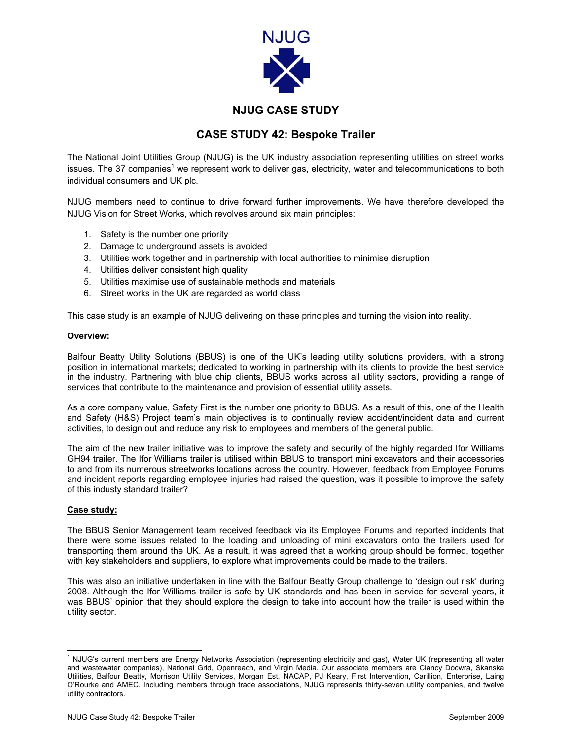# NJUG

## NJUG CASE STUDY

## CASE STUDY 42: Bespoke Trailer

The National Joint Utilities Group (NJUG) is the UK industry association representing utilities on street works issues. The 37 companies[1] we represent work to deliver gas, electricity, water and telecommunications to both individual consumers and UK plc.

NJUG members need to continue to drive forward further improvements. We have therefore developed the NJUG Vision for Street Works, which revolves around six main principles:

1. Safety is the number one priority
2. Damage to underground assets is avoided
3. Utilities work together and in partnership with local authorities to minimise disruption
4. Utilities deliver consistent high quality
5. Utilities maximise use of sustainable methods and materials
6. Street works in the UK are regarded as world class

This case study is an example of NJUG delivering on these principles and turning the vision into reality.

**Overview:**

Balfour Beatty Utility Solutions (BBUS) is one of the UK's leading utility solutions providers, with a strong position in international markets; dedicated to working in partnership with its clients to provide the best service in the industry. Partnering with blue chip clients, BBUS works across all utility sectors, providing a range of services that contribute to the maintenance and provision of essential utility assets.

As a core company value, Safety First is the number one priority to BBUS. As a result of this, one of the Health and Safety (H&S) Project team's main objectives is to continually review accident/incident data and current activities, to design out and reduce any risk to employees and members of the general public.

The aim of the new trailer initiative was to improve the safety and security of the highly regarded Ifor Williams GH94 trailer. The Ifor Williams trailer is utilised within BBUS to transport mini excavators and their accessories to and from its numerous streetworks locations across the country. However, feedback from Employee Forums and incident reports regarding employee injuries had raised the question, was it possible to improve the safety of this industy standard trailer?

**Case study:**

The BBUS Senior Management team received feedback via its Employee Forums and reported incidents that there were some issues related to the loading and unloading of mini excavators onto the trailers used for transporting them around the UK. As a result, it was agreed that a working group should be formed, together with key stakeholders and suppliers, to explore what improvements could be made to the trailers.

This was also an initiative undertaken in line with the Balfour Beatty Group challenge to 'design out risk' during 2008. Although the Ifor Williams trailer is safe by UK standards and has been in service for several years, it was BBUS' opinion that they should explore the design to take into account how the trailer is used within the utility sector.

---

[1] NJUG's current members are Energy Networks Association (representing electricity and gas), Water UK (representing all water and wastewater companies), National Grid, Openreach, and Virgin Media. Our associate members are Clancy Docwra, Skanska Utilities, Balfour Beatty, Morrison Utility Services, Morgan Est, NACAP, PJ Keary, First Intervention, Carillion, Enterprise, Laing O'Rourke and AMEC. Including members through trade associations, NJUG represents thirty-seven utility companies, and twelve utility contractors.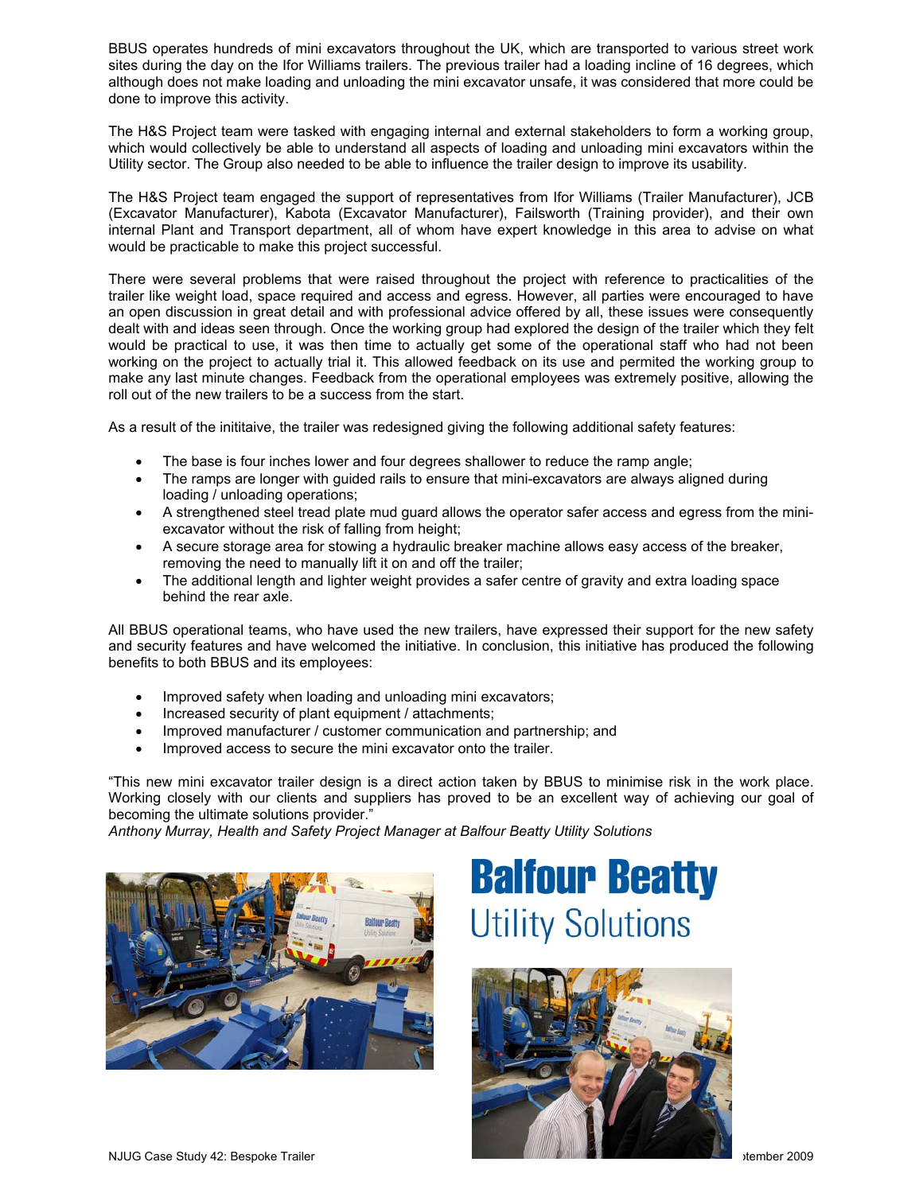BBUS operates hundreds of mini excavators throughout the UK, which are transported to various street work sites during the day on the Ifor Williams trailers. The previous trailer had a loading incline of 16 degrees, which although does not make loading and unloading the mini excavator unsafe, it was considered that more could be done to improve this activity.

The H&S Project team were tasked with engaging internal and external stakeholders to form a working group, which would collectively be able to understand all aspects of loading and unloading mini excavators within the Utility sector. The Group also needed to be able to influence the trailer design to improve its usability.

The H&S Project team engaged the support of representatives from Ifor Williams (Trailer Manufacturer), JCB (Excavator Manufacturer), Kabota (Excavator Manufacturer), Failsworth (Training provider), and their own internal Plant and Transport department, all of whom have expert knowledge in this area to advise on what would be practicable to make this project successful.

There were several problems that were raised throughout the project with reference to practicalities of the trailer like weight load, space required and access and egress. However, all parties were encouraged to have an open discussion in great detail and with professional advice offered by all, these issues were consequently dealt with and ideas seen through. Once the working group had explored the design of the trailer which they felt would be practical to use, it was then time to actually get some of the operational staff who had not been working on the project to actually trial it. This allowed feedback on its use and permited the working group to make any last minute changes. Feedback from the operational employees was extremely positive, allowing the roll out of the new trailers to be a success from the start.

As a result of the inititaive, the trailer was redesigned giving the following additional safety features:

- The base is four inches lower and four degrees shallower to reduce the ramp angle;
- The ramps are longer with guided rails to ensure that mini-excavators are always aligned during loading / unloading operations;
- A strengthened steel tread plate mud guard allows the operator safer access and egress from the mini-excavator without the risk of falling from height;
- A secure storage area for stowing a hydraulic breaker machine allows easy access of the breaker, removing the need to manually lift it on and off the trailer;
- The additional length and lighter weight provides a safer centre of gravity and extra loading space behind the rear axle.

All BBUS operational teams, who have used the new trailers, have expressed their support for the new safety and security features and have welcomed the initiative. In conclusion, this initiative has produced the following benefits to both BBUS and its employees:

- Improved safety when loading and unloading mini excavators;
- Increased security of plant equipment / attachments;
- Improved manufacturer / customer communication and partnership; and
- Improved access to secure the mini excavator onto the trailer.

"This new mini excavator trailer design is a direct action taken by BBUS to minimise risk in the work place. Working closely with our clients and suppliers has proved to be an excellent way of achieving our goal of becoming the ultimate solutions provider."

*Anthony Murray, Health and Safety Project Manager at Balfour Beatty Utility Solutions*

**Balfour Beatty**
Utility Solutions